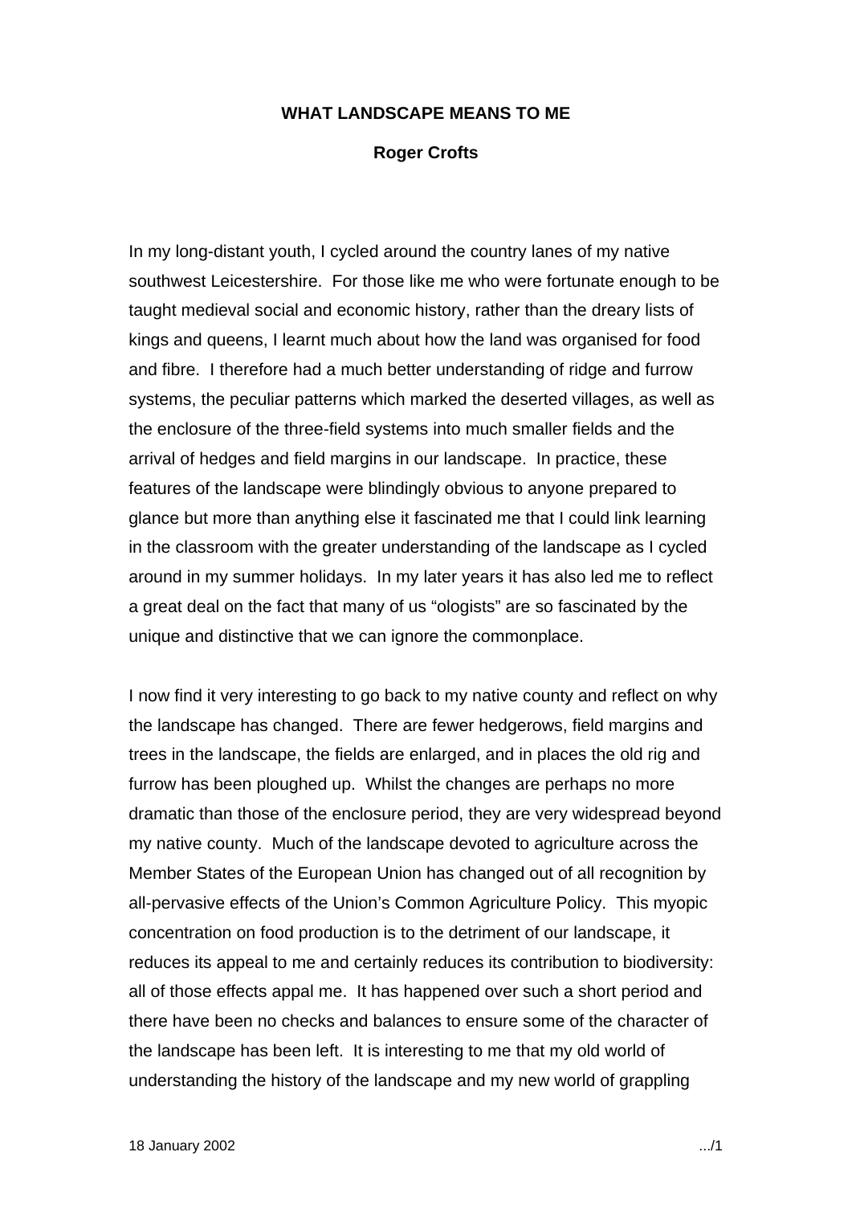**WHAT LANDSCAPE MEANS TO ME**

**Roger Crofts**

In my long-distant youth, I cycled around the country lanes of my native southwest Leicestershire. For those like me who were fortunate enough to be taught medieval social and economic history, rather than the dreary lists of kings and queens, I learnt much about how the land was organised for food and fibre. I therefore had a much better understanding of ridge and furrow systems, the peculiar patterns which marked the deserted villages, as well as the enclosure of the three-field systems into much smaller fields and the arrival of hedges and field margins in our landscape. In practice, these features of the landscape were blindingly obvious to anyone prepared to glance but more than anything else it fascinated me that I could link learning in the classroom with the greater understanding of the landscape as I cycled around in my summer holidays. In my later years it has also led me to reflect a great deal on the fact that many of us "ologists" are so fascinated by the unique and distinctive that we can ignore the commonplace.

I now find it very interesting to go back to my native county and reflect on why the landscape has changed. There are fewer hedgerows, field margins and trees in the landscape, the fields are enlarged, and in places the old rig and furrow has been ploughed up. Whilst the changes are perhaps no more dramatic than those of the enclosure period, they are very widespread beyond my native county. Much of the landscape devoted to agriculture across the Member States of the European Union has changed out of all recognition by all-pervasive effects of the Union's Common Agriculture Policy. This myopic concentration on food production is to the detriment of our landscape, it reduces its appeal to me and certainly reduces its contribution to biodiversity: all of those effects appal me. It has happened over such a short period and there have been no checks and balances to ensure some of the character of the landscape has been left. It is interesting to me that my old world of understanding the history of the landscape and my new world of grappling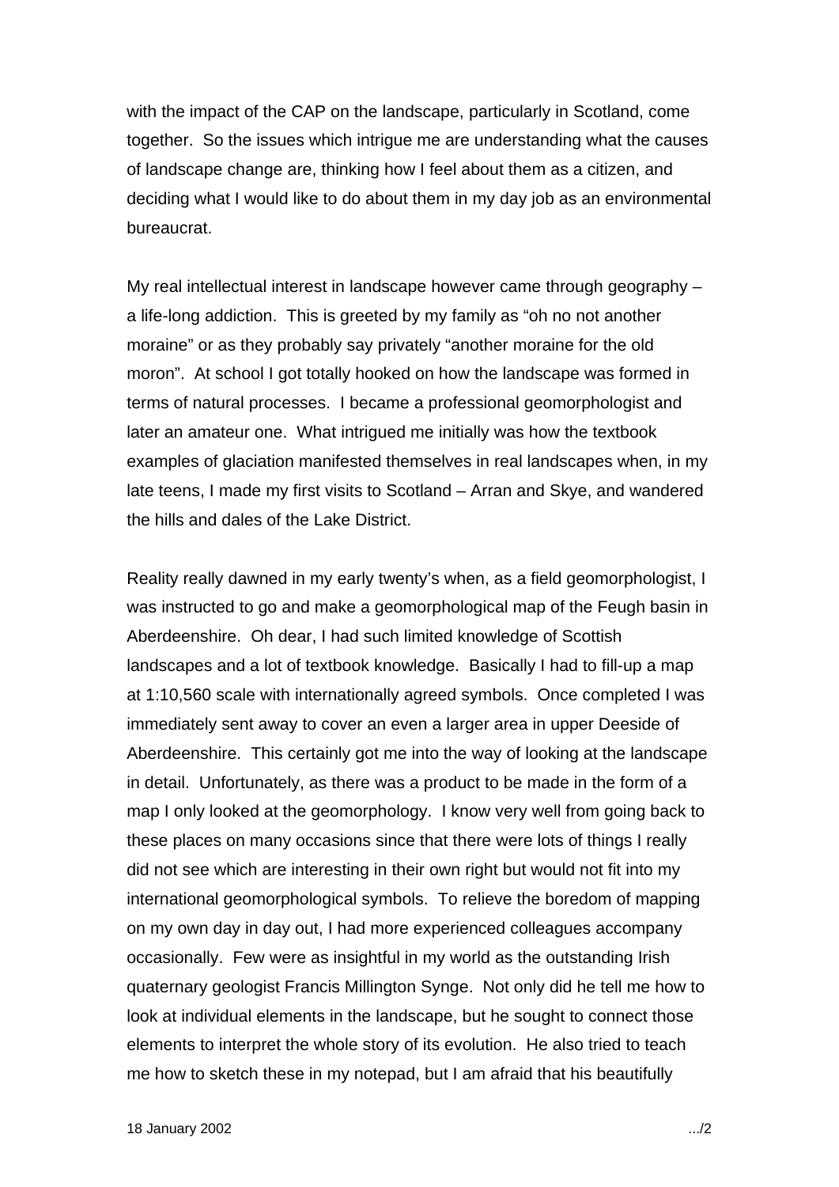with the impact of the CAP on the landscape, particularly in Scotland, come together. So the issues which intrigue me are understanding what the causes of landscape change are, thinking how I feel about them as a citizen, and deciding what I would like to do about them in my day job as an environmental bureaucrat.

My real intellectual interest in landscape however came through geography – a life-long addiction. This is greeted by my family as "oh no not another moraine" or as they probably say privately "another moraine for the old moron". At school I got totally hooked on how the landscape was formed in terms of natural processes. I became a professional geomorphologist and later an amateur one. What intrigued me initially was how the textbook examples of glaciation manifested themselves in real landscapes when, in my late teens, I made my first visits to Scotland – Arran and Skye, and wandered the hills and dales of the Lake District.

Reality really dawned in my early twenty's when, as a field geomorphologist, I was instructed to go and make a geomorphological map of the Feugh basin in Aberdeenshire. Oh dear, I had such limited knowledge of Scottish landscapes and a lot of textbook knowledge. Basically I had to fill-up a map at 1:10,560 scale with internationally agreed symbols. Once completed I was immediately sent away to cover an even a larger area in upper Deeside of Aberdeenshire. This certainly got me into the way of looking at the landscape in detail. Unfortunately, as there was a product to be made in the form of a map I only looked at the geomorphology. I know very well from going back to these places on many occasions since that there were lots of things I really did not see which are interesting in their own right but would not fit into my international geomorphological symbols. To relieve the boredom of mapping on my own day in day out, I had more experienced colleagues accompany occasionally. Few were as insightful in my world as the outstanding Irish quaternary geologist Francis Millington Synge. Not only did he tell me how to look at individual elements in the landscape, but he sought to connect those elements to interpret the whole story of its evolution. He also tried to teach me how to sketch these in my notepad, but I am afraid that his beautifully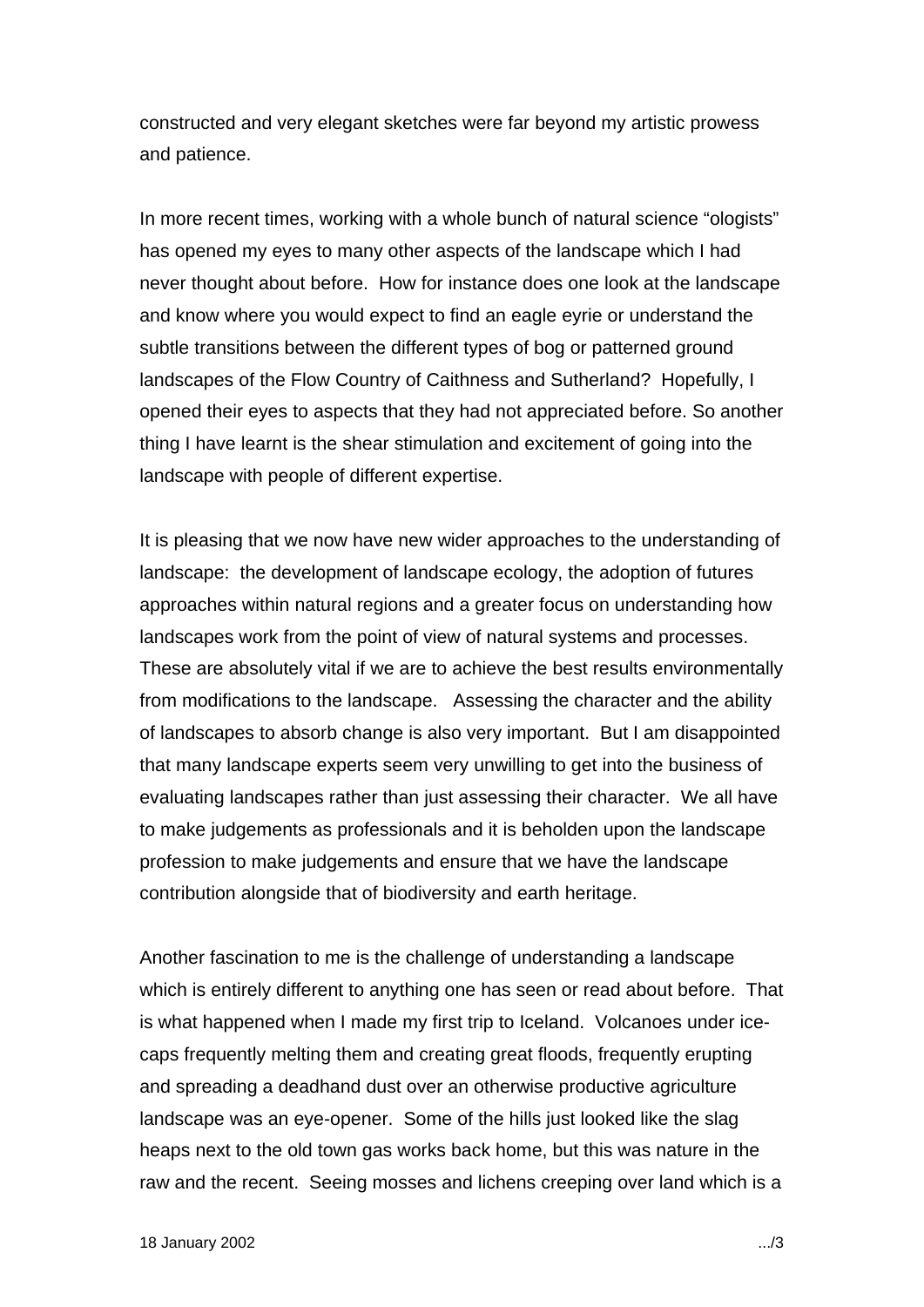constructed and very elegant sketches were far beyond my artistic prowess and patience.

In more recent times, working with a whole bunch of natural science "ologists" has opened my eyes to many other aspects of the landscape which I had never thought about before. How for instance does one look at the landscape and know where you would expect to find an eagle eyrie or understand the subtle transitions between the different types of bog or patterned ground landscapes of the Flow Country of Caithness and Sutherland? Hopefully, I opened their eyes to aspects that they had not appreciated before. So another thing I have learnt is the shear stimulation and excitement of going into the landscape with people of different expertise.

It is pleasing that we now have new wider approaches to the understanding of landscape: the development of landscape ecology, the adoption of futures approaches within natural regions and a greater focus on understanding how landscapes work from the point of view of natural systems and processes. These are absolutely vital if we are to achieve the best results environmentally from modifications to the landscape. Assessing the character and the ability of landscapes to absorb change is also very important. But I am disappointed that many landscape experts seem very unwilling to get into the business of evaluating landscapes rather than just assessing their character. We all have to make judgements as professionals and it is beholden upon the landscape profession to make judgements and ensure that we have the landscape contribution alongside that of biodiversity and earth heritage.

Another fascination to me is the challenge of understanding a landscape which is entirely different to anything one has seen or read about before. That is what happened when I made my first trip to Iceland. Volcanoes under ice-caps frequently melting them and creating great floods, frequently erupting and spreading a deadhand dust over an otherwise productive agriculture landscape was an eye-opener. Some of the hills just looked like the slag heaps next to the old town gas works back home, but this was nature in the raw and the recent. Seeing mosses and lichens creeping over land which is a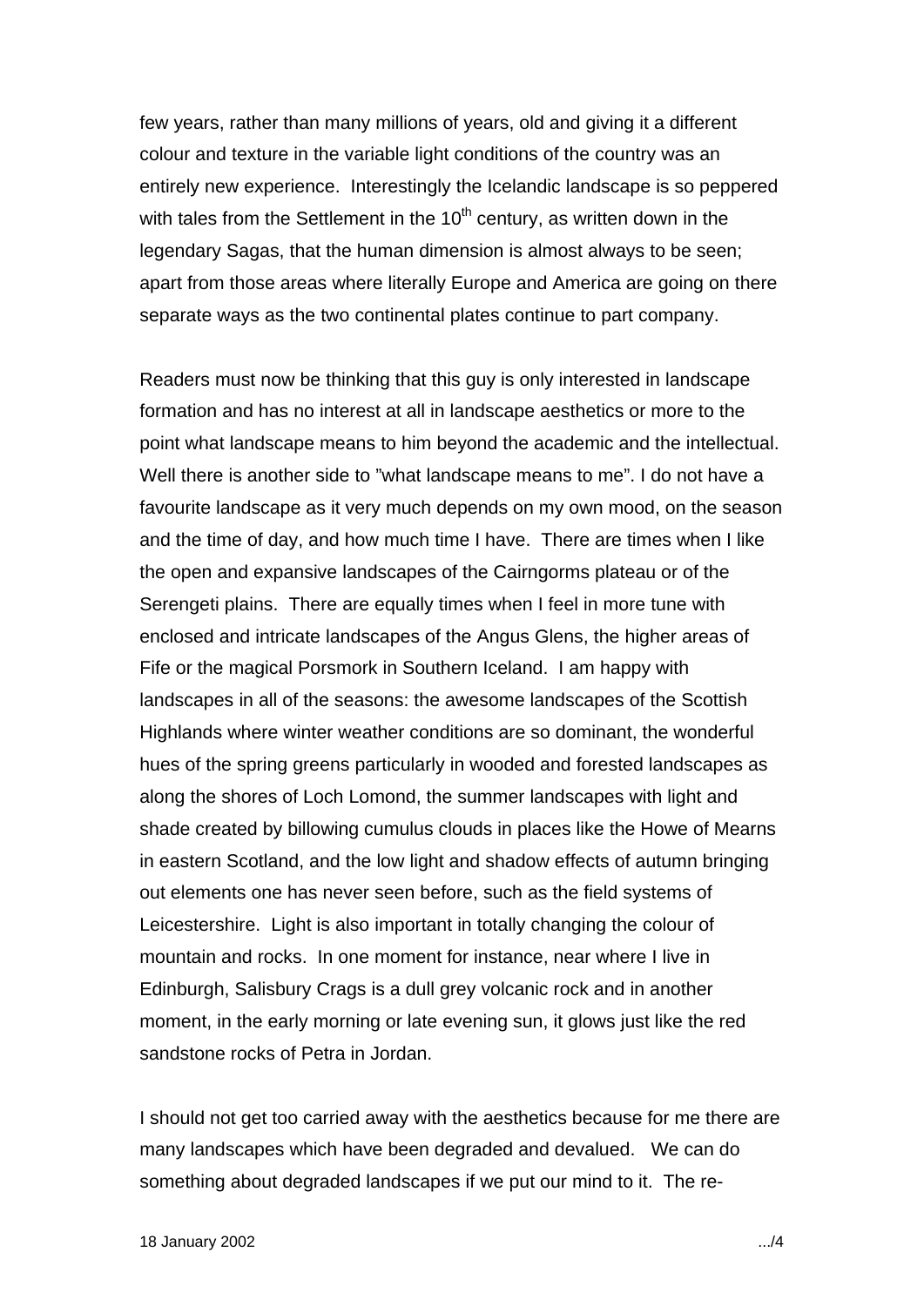few years, rather than many millions of years, old and giving it a different colour and texture in the variable light conditions of the country was an entirely new experience. Interestingly the Icelandic landscape is so peppered with tales from the Settlement in the 10th century, as written down in the legendary Sagas, that the human dimension is almost always to be seen; apart from those areas where literally Europe and America are going on there separate ways as the two continental plates continue to part company.

Readers must now be thinking that this guy is only interested in landscape formation and has no interest at all in landscape aesthetics or more to the point what landscape means to him beyond the academic and the intellectual. Well there is another side to "what landscape means to me". I do not have a favourite landscape as it very much depends on my own mood, on the season and the time of day, and how much time I have. There are times when I like the open and expansive landscapes of the Cairngorms plateau or of the Serengeti plains. There are equally times when I feel in more tune with enclosed and intricate landscapes of the Angus Glens, the higher areas of Fife or the magical Porsmork in Southern Iceland. I am happy with landscapes in all of the seasons: the awesome landscapes of the Scottish Highlands where winter weather conditions are so dominant, the wonderful hues of the spring greens particularly in wooded and forested landscapes as along the shores of Loch Lomond, the summer landscapes with light and shade created by billowing cumulus clouds in places like the Howe of Mearns in eastern Scotland, and the low light and shadow effects of autumn bringing out elements one has never seen before, such as the field systems of Leicestershire. Light is also important in totally changing the colour of mountain and rocks. In one moment for instance, near where I live in Edinburgh, Salisbury Crags is a dull grey volcanic rock and in another moment, in the early morning or late evening sun, it glows just like the red sandstone rocks of Petra in Jordan.

I should not get too carried away with the aesthetics because for me there are many landscapes which have been degraded and devalued. We can do something about degraded landscapes if we put our mind to it. The re-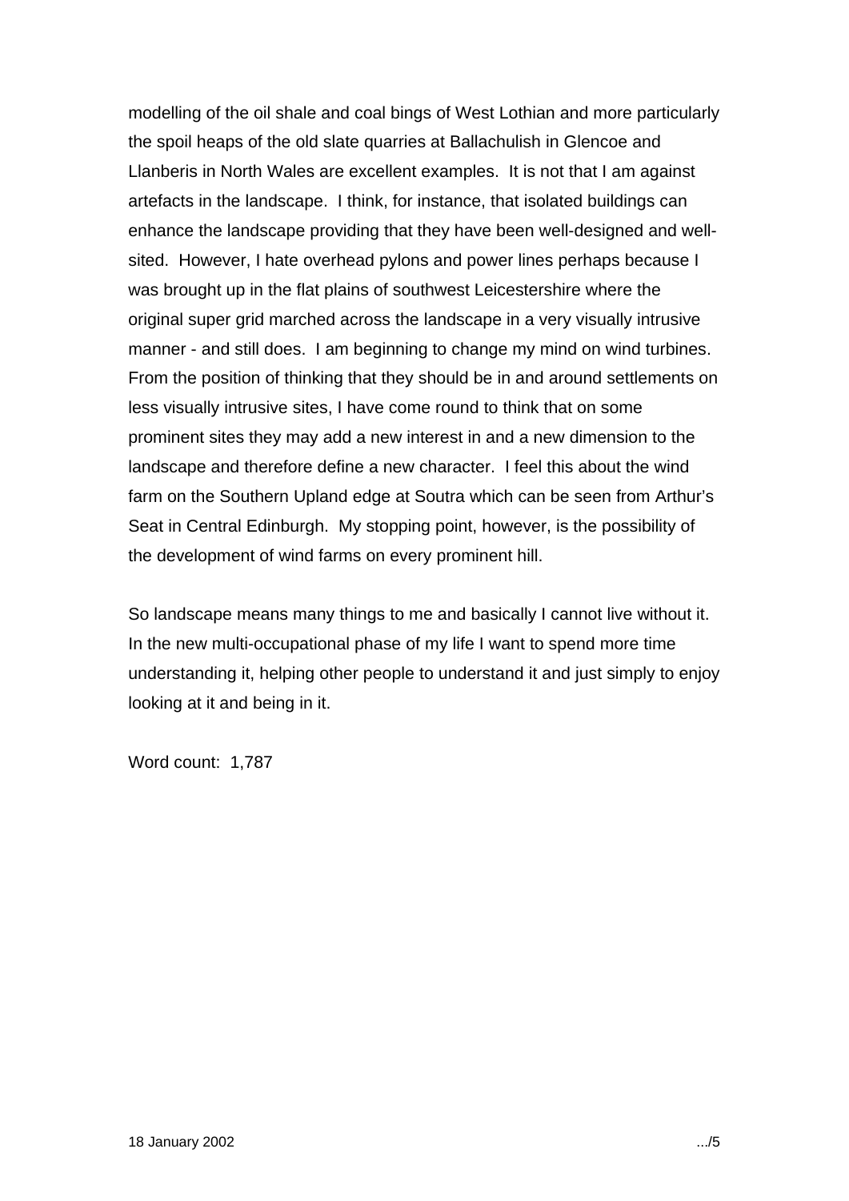modelling of the oil shale and coal bings of West Lothian and more particularly the spoil heaps of the old slate quarries at Ballachulish in Glencoe and Llanberis in North Wales are excellent examples. It is not that I am against artefacts in the landscape. I think, for instance, that isolated buildings can enhance the landscape providing that they have been well-designed and well-sited. However, I hate overhead pylons and power lines perhaps because I was brought up in the flat plains of southwest Leicestershire where the original super grid marched across the landscape in a very visually intrusive manner - and still does. I am beginning to change my mind on wind turbines. From the position of thinking that they should be in and around settlements on less visually intrusive sites, I have come round to think that on some prominent sites they may add a new interest in and a new dimension to the landscape and therefore define a new character. I feel this about the wind farm on the Southern Upland edge at Soutra which can be seen from Arthur's Seat in Central Edinburgh. My stopping point, however, is the possibility of the development of wind farms on every prominent hill.

So landscape means many things to me and basically I cannot live without it. In the new multi-occupational phase of my life I want to spend more time understanding it, helping other people to understand it and just simply to enjoy looking at it and being in it.

Word count: 1,787